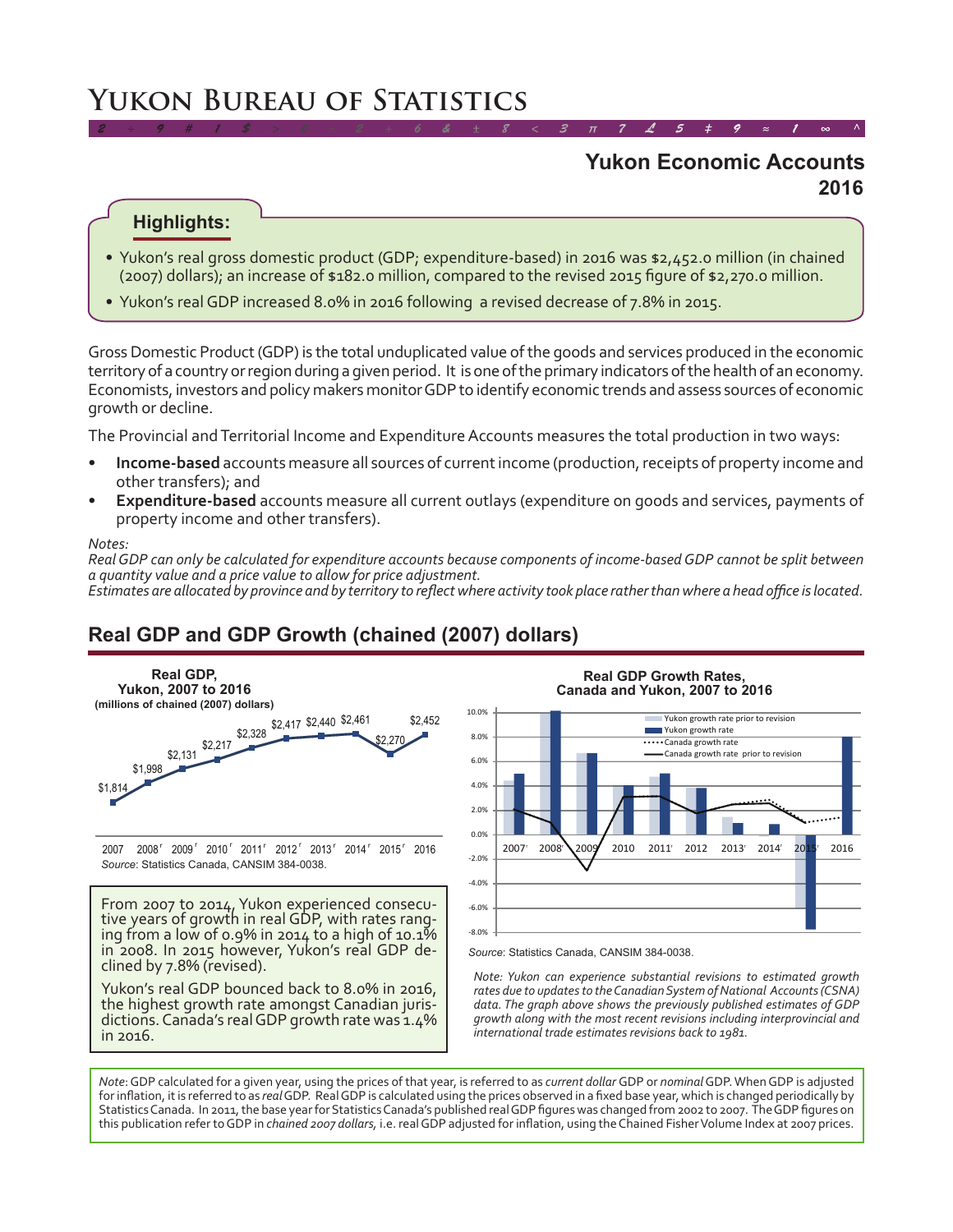# Yukon Bureau of Statistics

## Yukon Economic Accounts 2016

### Highlights:

- Yukon's real gross domestic product (GDP; expenditure-based) in 2016 was $2,452.0 million (in chained (2007) dollars); an increase of $182.0 million, compared to the revised 2015 figure of $2,270.0 million.
- Yukon's real GDP increased 8.0% in 2016 following a revised decrease of 7.8% in 2015.

Gross Domestic Product (GDP) is the total unduplicated value of the goods and services produced in the economic territory of a country or region during a given period. It is one of the primary indicators of the health of an economy. Economists, investors and policy makers monitor GDP to identify economic trends and assess sources of economic growth or decline.

The Provincial and Territorial Income and Expenditure Accounts measures the total production in two ways:

- **Income-based** accounts measure all sources of current income (production, receipts of property income and other transfers); and
- **Expenditure-based** accounts measure all current outlays (expenditure on goods and services, payments of property income and other transfers).

*Notes:*
*Real GDP can only be calculated for expenditure accounts because components of income-based GDP cannot be split between a quantity value and a price value to allow for price adjustment.*
*Estimates are allocated by province and by territory to reflect where activity took place rather than where a head office is located.*

## Real GDP and GDP Growth (chained (2007) dollars)

**Real GDP, Yukon, 2007 to 2016**
**(millions of chained (2007) dollars)**

| 2007 | 2008r | 2009r | 2010r | 2011r | 2012r | 2013r | 2014r | 2015r | 2016 |
|---|---|---|---|---|---|---|---|---|---|
| $1,814 | $1,998 | $2,131 | $2,217 | $2,328 | $2,417 | $2,440 | $2,461 | $2,270 | $2,452 |

*Source*: Statistics Canada, CANSIM 384-0038.

**Real GDP Growth Rates, Canada and Yukon, 2007 to 2016**

*Source*: Statistics Canada, CANSIM 384-0038.

*Note: Yukon can experience substantial revisions to estimated growth rates due to updates to the Canadian System of National Accounts (CSNA) data. The graph above shows the previously published estimates of GDP growth along with the most recent revisions including interprovincial and international trade estimates revisions back to 1981.*

From 2007 to 2014, Yukon experienced consecutive years of growth in real GDP, with rates ranging from a low of 0.9% in 2014 to a high of 10.1% in 2008. In 2015 however, Yukon's real GDP declined by 7.8% (revised).

Yukon's real GDP bounced back to 8.0% in 2016, the highest growth rate amongst Canadian jurisdictions. Canada's real GDP growth rate was 1.4% in 2016.

*Note*: GDP calculated for a given year, using the prices of that year, is referred to as *current dollar* GDP or *nominal* GDP. When GDP is adjusted for inflation, it is referred to as *real* GDP. Real GDP is calculated using the prices observed in a fixed base year, which is changed periodically by Statistics Canada. In 2011, the base year for Statistics Canada's published real GDP figures was changed from 2002 to 2007. The GDP figures on this publication refer to GDP in *chained 2007 dollars*, i.e. real GDP adjusted for inflation, using the Chained Fisher Volume Index at 2007 prices.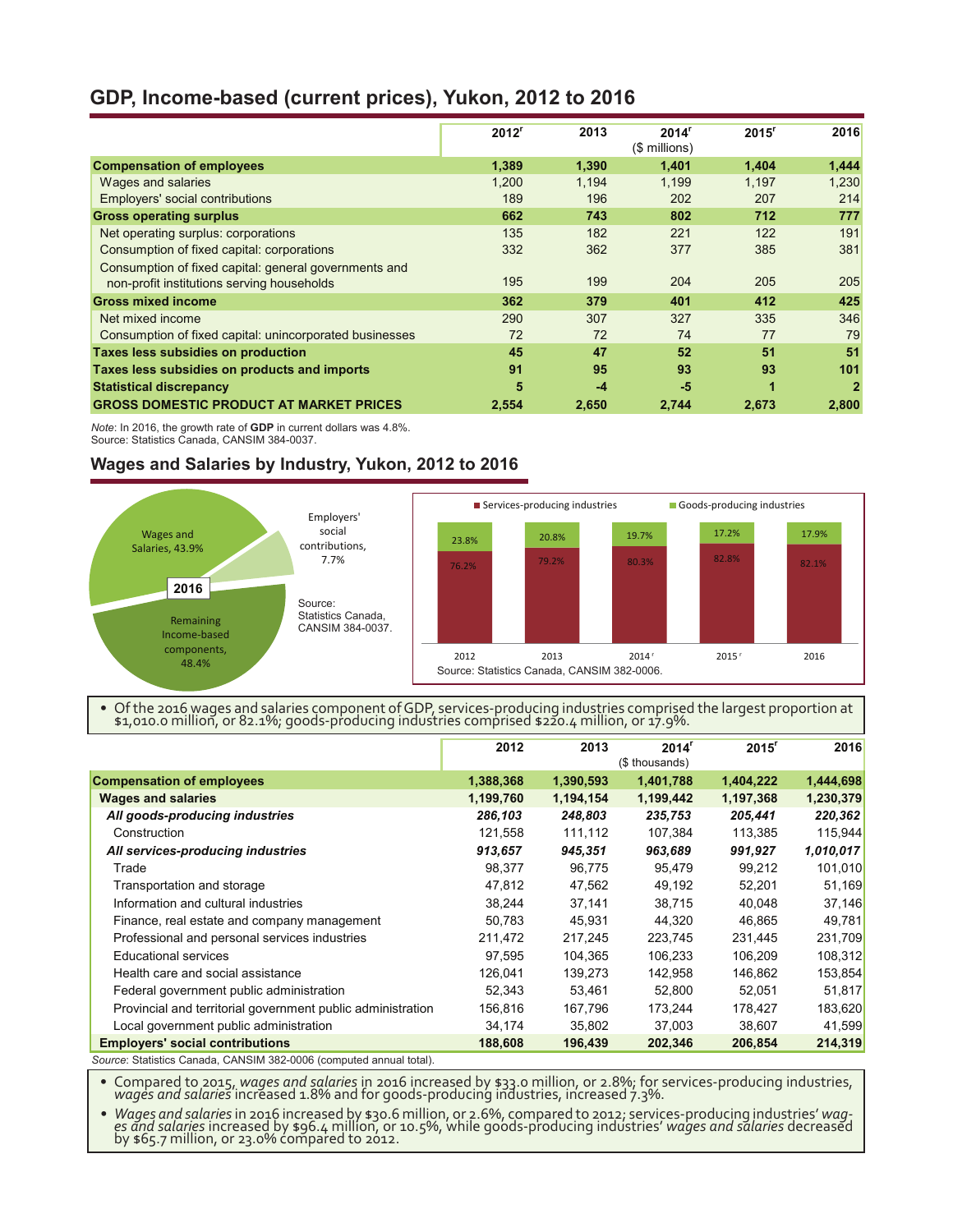## GDP, Income-based (current prices), Yukon, 2012 to 2016

| | 2012[r] | 2013 | 2014[r] ($ millions) | 2015[r] | 2016 |
|---|---|---|---|---|---|
| **Compensation of employees** | **1,389** | **1,390** | **1,401** | **1,404** | **1,444** |
| Wages and salaries | 1,200 | 1,194 | 1,199 | 1,197 | 1,230 |
| Employers' social contributions | 189 | 196 | 202 | 207 | 214 |
| **Gross operating surplus** | **662** | **743** | **802** | **712** | **777** |
| Net operating surplus: corporations | 135 | 182 | 221 | 122 | 191 |
| Consumption of fixed capital: corporations | 332 | 362 | 377 | 385 | 381 |
| Consumption of fixed capital: general governments and non-profit institutions serving households | 195 | 199 | 204 | 205 | 205 |
| **Gross mixed income** | **362** | **379** | **401** | **412** | **425** |
| Net mixed income | 290 | 307 | 327 | 335 | 346 |
| Consumption of fixed capital: unincorporated businesses | 72 | 72 | 74 | 77 | 79 |
| **Taxes less subsidies on production** | **45** | **47** | **52** | **51** | **51** |
| **Taxes less subsidies on products and imports** | **91** | **95** | **93** | **93** | **101** |
| **Statistical discrepancy** | **5** | **-4** | **-5** | **1** | **2** |
| **GROSS DOMESTIC PRODUCT AT MARKET PRICES** | **2,554** | **2,650** | **2,744** | **2,673** | **2,800** |

*Note*: In 2016, the growth rate of **GDP** in current dollars was 4.8%.
Source: Statistics Canada, CANSIM 384-0037.

## Wages and Salaries by Industry, Yukon, 2012 to 2016

2016: Wages and Salaries, 43.9%; Employers' social contributions, 7.7%; Remaining Income-based components, 48.4%

Source: Statistics Canada, CANSIM 384-0037.

| | 2012 | 2013 | 2014[r] | 2015[r] | 2016 |
|---|---|---|---|---|---|
| Services-producing industries | 76.2% | 79.2% | 80.3% | 82.8% | 82.1% |
| Goods-producing industries | 23.8% | 20.8% | 19.7% | 17.2% | 17.9% |

Source: Statistics Canada, CANSIM 382-0006.

- Of the 2016 wages and salaries component of GDP, services-producing industries comprised the largest proportion at $1,010.0 million, or 82.1%; goods-producing industries comprised $220.4 million, or 17.9%.

| | 2012 | 2013 | 2014[r] ($ thousands) | 2015[r] | 2016 |
|---|---|---|---|---|---|
| **Compensation of employees** | **1,388,368** | **1,390,593** | **1,401,788** | **1,404,222** | **1,444,698** |
| **Wages and salaries** | **1,199,760** | **1,194,154** | **1,199,442** | **1,197,368** | **1,230,379** |
| ***All goods-producing industries*** | ***286,103*** | ***248,803*** | ***235,753*** | ***205,441*** | ***220,362*** |
| Construction | 121,558 | 111,112 | 107,384 | 113,385 | 115,944 |
| ***All services-producing industries*** | ***913,657*** | ***945,351*** | ***963,689*** | ***991,927*** | ***1,010,017*** |
| Trade | 98,377 | 96,775 | 95,479 | 99,212 | 101,010 |
| Transportation and storage | 47,812 | 47,562 | 49,192 | 52,201 | 51,169 |
| Information and cultural industries | 38,244 | 37,141 | 38,715 | 40,048 | 37,146 |
| Finance, real estate and company management | 50,783 | 45,931 | 44,320 | 46,865 | 49,781 |
| Professional and personal services industries | 211,472 | 217,245 | 223,745 | 231,445 | 231,709 |
| Educational services | 97,595 | 104,365 | 106,233 | 106,209 | 108,312 |
| Health care and social assistance | 126,041 | 139,273 | 142,958 | 146,862 | 153,854 |
| Federal government public administration | 52,343 | 53,461 | 52,800 | 52,051 | 51,817 |
| Provincial and territorial government public administration | 156,816 | 167,796 | 173,244 | 178,427 | 183,620 |
| Local government public administration | 34,174 | 35,802 | 37,003 | 38,607 | 41,599 |
| **Employers' social contributions** | **188,608** | **196,439** | **202,346** | **206,854** | **214,319** |

*Source*: Statistics Canada, CANSIM 382-0006 (computed annual total).

- Compared to 2015, *wages and salaries* in 2016 increased by $33.0 million, or 2.8%; for services-producing industries, *wages and salaries* increased 1.8% and for goods-producing industries, increased 7.3%.
- *Wages and salaries* in 2016 increased by $30.6 million, or 2.6%, compared to 2012; services-producing industries' *wages and salaries* increased by $96.4 million, or 10.5%, while goods-producing industries' *wages and salaries* decreased by $65.7 million, or 23.0% compared to 2012.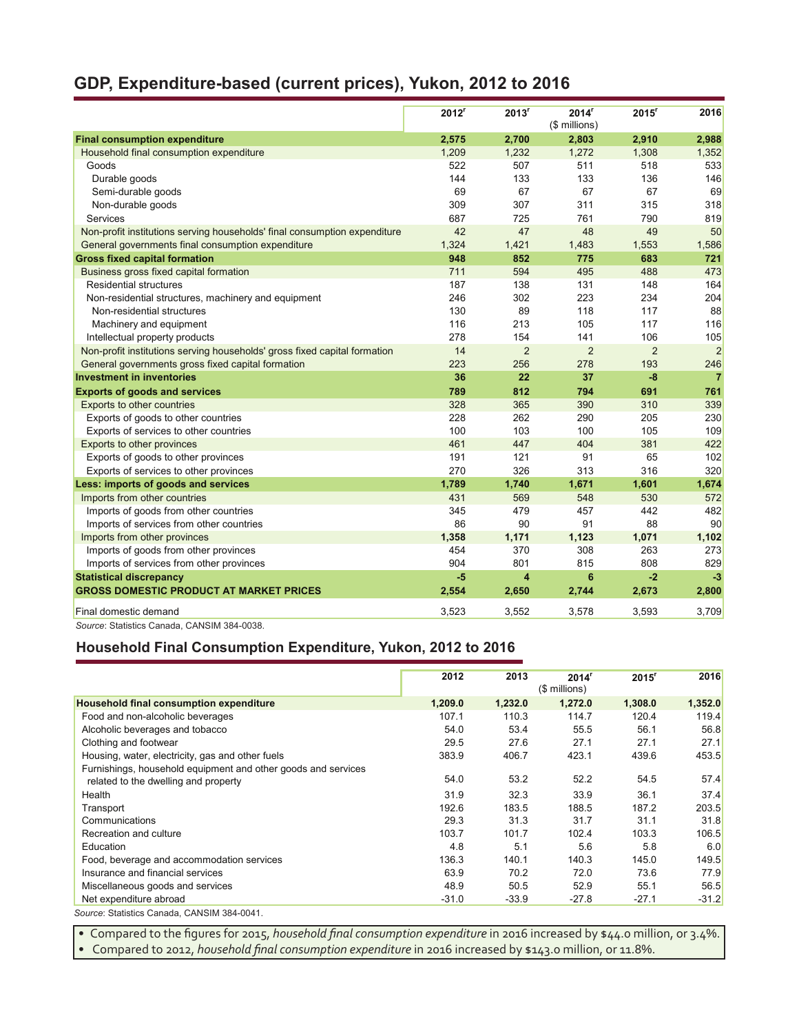## GDP, Expenditure-based (current prices), Yukon, 2012 to 2016

| | 2012[r] | 2013[r] | 2014[r] ($ millions) | 2015[r] | 2016 |
|---|---|---|---|---|---|
| **Final consumption expenditure** | **2,575** | **2,700** | **2,803** | **2,910** | **2,988** |
| Household final consumption expenditure | 1,209 | 1,232 | 1,272 | 1,308 | 1,352 |
| Goods | 522 | 507 | 511 | 518 | 533 |
| Durable goods | 144 | 133 | 133 | 136 | 146 |
| Semi-durable goods | 69 | 67 | 67 | 67 | 69 |
| Non-durable goods | 309 | 307 | 311 | 315 | 318 |
| Services | 687 | 725 | 761 | 790 | 819 |
| Non-profit institutions serving households' final consumption expenditure | 42 | 47 | 48 | 49 | 50 |
| General governments final consumption expenditure | 1,324 | 1,421 | 1,483 | 1,553 | 1,586 |
| **Gross fixed capital formation** | **948** | **852** | **775** | **683** | **721** |
| Business gross fixed capital formation | 711 | 594 | 495 | 488 | 473 |
| Residential structures | 187 | 138 | 131 | 148 | 164 |
| Non-residential structures, machinery and equipment | 246 | 302 | 223 | 234 | 204 |
| Non-residential structures | 130 | 89 | 118 | 117 | 88 |
| Machinery and equipment | 116 | 213 | 105 | 117 | 116 |
| Intellectual property products | 278 | 154 | 141 | 106 | 105 |
| Non-profit institutions serving households' gross fixed capital formation | 14 | 2 | 2 | 2 | 2 |
| General governments gross fixed capital formation | 223 | 256 | 278 | 193 | 246 |
| **Investment in inventories** | **36** | **22** | **37** | **-8** | **7** |
| **Exports of goods and services** | **789** | **812** | **794** | **691** | **761** |
| Exports to other countries | 328 | 365 | 390 | 310 | 339 |
| Exports of goods to other countries | 228 | 262 | 290 | 205 | 230 |
| Exports of services to other countries | 100 | 103 | 100 | 105 | 109 |
| Exports to other provinces | 461 | 447 | 404 | 381 | 422 |
| Exports of goods to other provinces | 191 | 121 | 91 | 65 | 102 |
| Exports of services to other provinces | 270 | 326 | 313 | 316 | 320 |
| **Less: imports of goods and services** | **1,789** | **1,740** | **1,671** | **1,601** | **1,674** |
| Imports from other countries | 431 | 569 | 548 | 530 | 572 |
| Imports of goods from other countries | 345 | 479 | 457 | 442 | 482 |
| Imports of services from other countries | 86 | 90 | 91 | 88 | 90 |
| Imports from other provinces | **1,358** | **1,171** | **1,123** | **1,071** | **1,102** |
| Imports of goods from other provinces | 454 | 370 | 308 | 263 | 273 |
| Imports of services from other provinces | 904 | 801 | 815 | 808 | 829 |
| **Statistical discrepancy** | **-5** | **4** | **6** | **-2** | **-3** |
| **GROSS DOMESTIC PRODUCT AT MARKET PRICES** | **2,554** | **2,650** | **2,744** | **2,673** | **2,800** |
| Final domestic demand | 3,523 | 3,552 | 3,578 | 3,593 | 3,709 |

*Source*: Statistics Canada, CANSIM 384-0038.

## Household Final Consumption Expenditure, Yukon, 2012 to 2016

| | 2012 | 2013 | 2014[r] ($ millions) | 2015[r] | 2016 |
|---|---|---|---|---|---|
| **Household final consumption expenditure** | **1,209.0** | **1,232.0** | **1,272.0** | **1,308.0** | **1,352.0** |
| Food and non-alcoholic beverages | 107.1 | 110.3 | 114.7 | 120.4 | 119.4 |
| Alcoholic beverages and tobacco | 54.0 | 53.4 | 55.5 | 56.1 | 56.8 |
| Clothing and footwear | 29.5 | 27.6 | 27.1 | 27.1 | 27.1 |
| Housing, water, electricity, gas and other fuels | 383.9 | 406.7 | 423.1 | 439.6 | 453.5 |
| Furnishings, household equipment and other goods and services related to the dwelling and property | 54.0 | 53.2 | 52.2 | 54.5 | 57.4 |
| Health | 31.9 | 32.3 | 33.9 | 36.1 | 37.4 |
| Transport | 192.6 | 183.5 | 188.5 | 187.2 | 203.5 |
| Communications | 29.3 | 31.3 | 31.7 | 31.1 | 31.8 |
| Recreation and culture | 103.7 | 101.7 | 102.4 | 103.3 | 106.5 |
| Education | 4.8 | 5.1 | 5.6 | 5.8 | 6.0 |
| Food, beverage and accommodation services | 136.3 | 140.1 | 140.3 | 145.0 | 149.5 |
| Insurance and financial services | 63.9 | 70.2 | 72.0 | 73.6 | 77.9 |
| Miscellaneous goods and services | 48.9 | 50.5 | 52.9 | 55.1 | 56.5 |
| Net expenditure abroad | -31.0 | -33.9 | -27.8 | -27.1 | -31.2 |

*Source*: Statistics Canada, CANSIM 384-0041.

- Compared to the figures for 2015, *household final consumption expenditure* in 2016 increased by $44.0 million, or 3.4%.
- Compared to 2012, *household final consumption expenditure* in 2016 increased by $143.0 million, or 11.8%.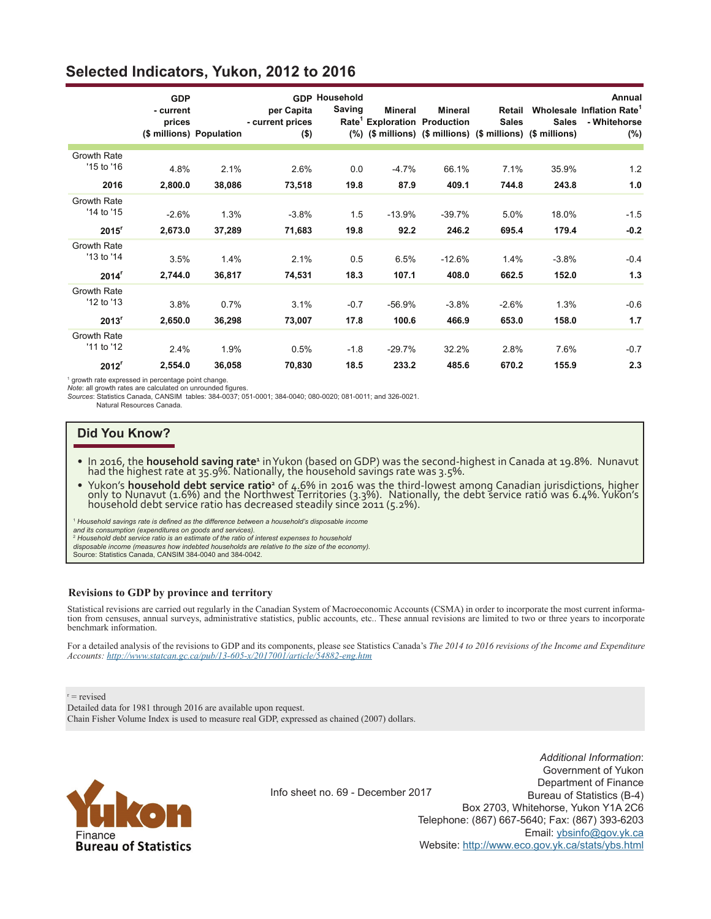## Selected Indicators, Yukon, 2012 to 2016

| | GDP - current prices ($ millions) | Population | GDP per Capita - current prices ($) | Household Saving Rate[1] (%) | Mineral Exploration ($ millions) | Mineral Production ($ millions) | Retail Sales ($ millions) | Wholesale Sales ($ millions) | Annual Inflation Rate[1] - Whitehorse (%) |
|---|---|---|---|---|---|---|---|---|---|
| Growth Rate '15 to '16 | 4.8% | 2.1% | 2.6% | 0.0 | -4.7% | 66.1% | 7.1% | 35.9% | 1.2 |
| **2016** | **2,800.0** | **38,086** | **73,518** | **19.8** | **87.9** | **409.1** | **744.8** | **243.8** | **1.0** |
| Growth Rate '14 to '15 | -2.6% | 1.3% | -3.8% | 1.5 | -13.9% | -39.7% | 5.0% | 18.0% | -1.5 |
| **2015[r]** | **2,673.0** | **37,289** | **71,683** | **19.8** | **92.2** | **246.2** | **695.4** | **179.4** | **-0.2** |
| Growth Rate '13 to '14 | 3.5% | 1.4% | 2.1% | 0.5 | 6.5% | -12.6% | 1.4% | -3.8% | -0.4 |
| **2014[r]** | **2,744.0** | **36,817** | **74,531** | **18.3** | **107.1** | **408.0** | **662.5** | **152.0** | **1.3** |
| Growth Rate '12 to '13 | 3.8% | 0.7% | 3.1% | -0.7 | -56.9% | -3.8% | -2.6% | 1.3% | -0.6 |
| **2013[r]** | **2,650.0** | **36,298** | **73,007** | **17.8** | **100.6** | **466.9** | **653.0** | **158.0** | **1.7** |
| Growth Rate '11 to '12 | 2.4% | 1.9% | 0.5% | -1.8 | -29.7% | 32.2% | 2.8% | 7.6% | -0.7 |
| **2012[r]** | **2,554.0** | **36,058** | **70,830** | **18.5** | **233.2** | **485.6** | **670.2** | **155.9** | **2.3** |

[1] growth rate expressed in percentage point change.
*Note*: all growth rates are calculated on unrounded figures.
*Sources*: Statistics Canada, CANSIM tables: 384-0037; 051-0001; 384-0040; 080-0020; 081-0011; and 326-0021.
Natural Resources Canada.

### Did You Know?

- In 2016, the **household saving rate**[1] in Yukon (based on GDP) was the second-highest in Canada at 19.8%. Nunavut had the highest rate at 35.9%. Nationally, the household savings rate was 3.5%.
- Yukon's **household debt service ratio**[2] of 4.6% in 2016 was the third-lowest among Canadian jurisdictions, higher only to Nunavut (1.6%) and the Northwest Territories (3.3%). Nationally, the debt service ratio was 6.4%. Yukon's household debt service ratio has decreased steadily since 2011 (5.2%).

[1] *Household savings rate is defined as the difference between a household's disposable income and its consumption (expenditures on goods and services).*
[2] *Household debt service ratio is an estimate of the ratio of interest expenses to household disposable income (measures how indebted households are relative to the size of the economy).*
Source: Statistics Canada, CANSIM 384-0040 and 384-0042.

### Revisions to GDP by province and territory

Statistical revisions are carried out regularly in the Canadian System of Macroeconomic Accounts (CSMA) in order to incorporate the most current information from censuses, annual surveys, administrative statistics, public accounts, etc.. These annual revisions are limited to two or three years to incorporate benchmark information.

For a detailed analysis of the revisions to GDP and its components, please see Statistics Canada's *The 2014 to 2016 revisions of the Income and Expenditure Accounts: http://www.statcan.gc.ca/pub/13-605-x/2017001/article/54882-eng.htm*

[r] = revised
Detailed data for 1981 through 2016 are available upon request.
Chain Fisher Volume Index is used to measure real GDP, expressed as chained (2007) dollars.

Yukon Finance Bureau of Statistics

Info sheet no. 69 - December 2017

*Additional Information*:
Government of Yukon
Department of Finance
Bureau of Statistics (B-4)
Box 2703, Whitehorse, Yukon Y1A 2C6
Telephone: (867) 667-5640; Fax: (867) 393-6203
Email: ybsinfo@gov.yk.ca
Website: http://www.eco.gov.yk.ca/stats/ybs.html